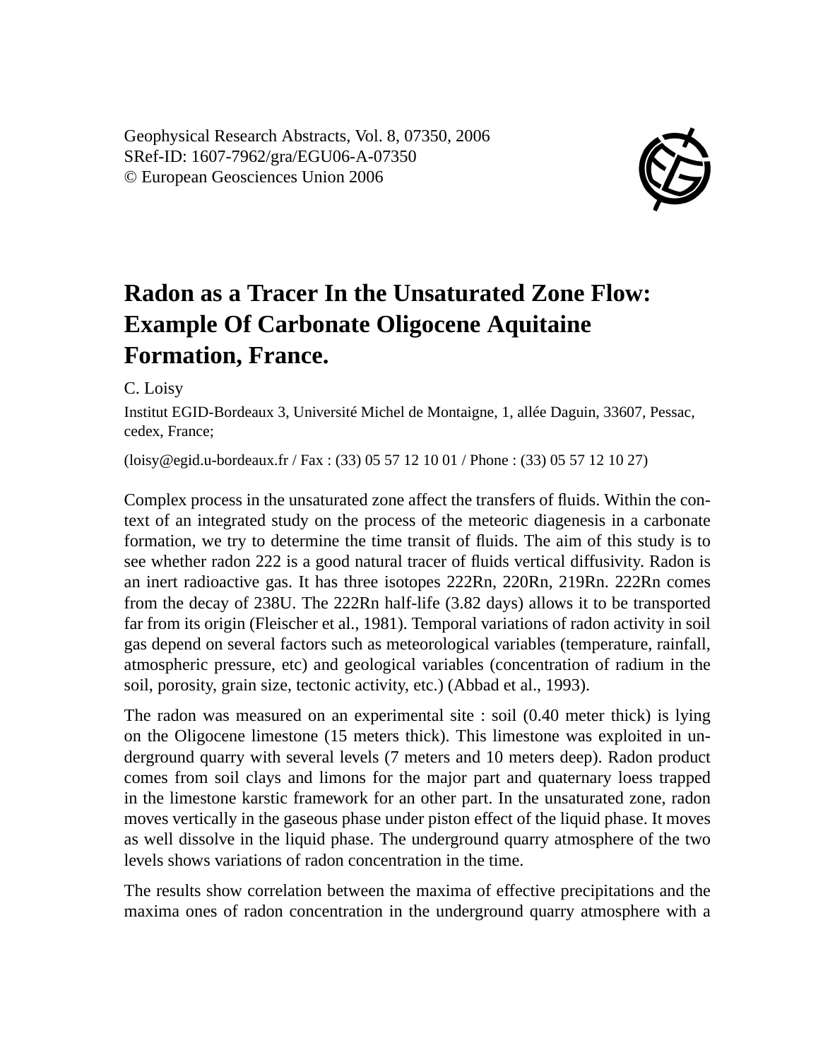Geophysical Research Abstracts, Vol. 8, 07350, 2006
SRef-ID: 1607-7962/gra/EGU06-A-07350
© European Geosciences Union 2006

# Radon as a Tracer In the Unsaturated Zone Flow: Example Of Carbonate Oligocene Aquitaine Formation, France.

C. Loisy

Institut EGID-Bordeaux 3, Université Michel de Montaigne, 1, allée Daguin, 33607, Pessac, cedex, France;

(loisy@egid.u-bordeaux.fr / Fax : (33) 05 57 12 10 01 / Phone : (33) 05 57 12 10 27)

Complex process in the unsaturated zone affect the transfers of fluids. Within the context of an integrated study on the process of the meteoric diagenesis in a carbonate formation, we try to determine the time transit of fluids. The aim of this study is to see whether radon 222 is a good natural tracer of fluids vertical diffusivity. Radon is an inert radioactive gas. It has three isotopes 222Rn, 220Rn, 219Rn. 222Rn comes from the decay of 238U. The 222Rn half-life (3.82 days) allows it to be transported far from its origin (Fleischer et al., 1981). Temporal variations of radon activity in soil gas depend on several factors such as meteorological variables (temperature, rainfall, atmospheric pressure, etc) and geological variables (concentration of radium in the soil, porosity, grain size, tectonic activity, etc.) (Abbad et al., 1993).

The radon was measured on an experimental site : soil (0.40 meter thick) is lying on the Oligocene limestone (15 meters thick). This limestone was exploited in underground quarry with several levels (7 meters and 10 meters deep). Radon product comes from soil clays and limons for the major part and quaternary loess trapped in the limestone karstic framework for an other part. In the unsaturated zone, radon moves vertically in the gaseous phase under piston effect of the liquid phase. It moves as well dissolve in the liquid phase. The underground quarry atmosphere of the two levels shows variations of radon concentration in the time.

The results show correlation between the maxima of effective precipitations and the maxima ones of radon concentration in the underground quarry atmosphere with a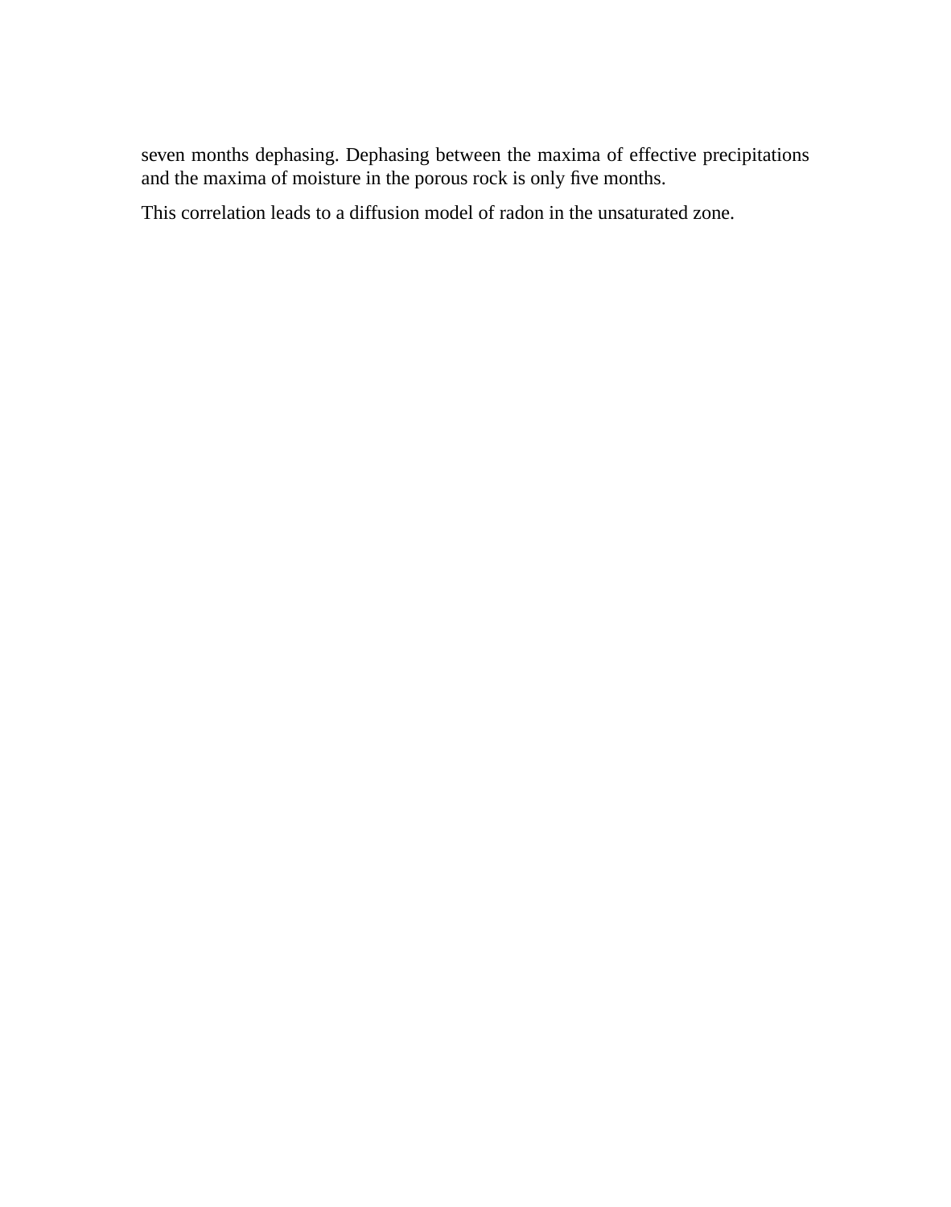seven months dephasing. Dephasing between the maxima of effective precipitations and the maxima of moisture in the porous rock is only five months.

This correlation leads to a diffusion model of radon in the unsaturated zone.